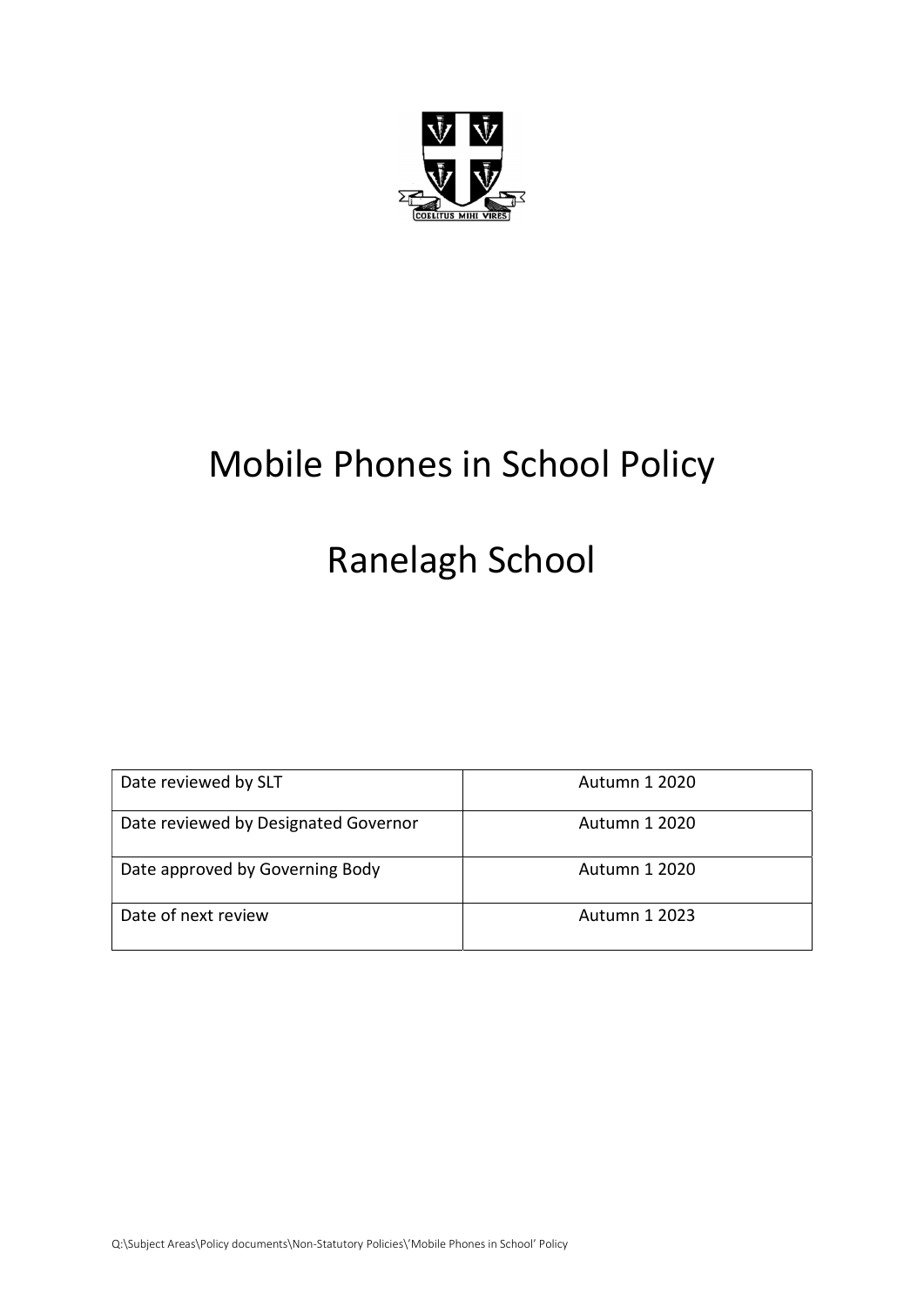# Mobile Phones in School Policy

# Ranelagh School

| | |
|---|---|
| Date reviewed by SLT | Autumn 1 2020 |
| Date reviewed by Designated Governor | Autumn 1 2020 |
| Date approved by Governing Body | Autumn 1 2020 |
| Date of next review | Autumn 1 2023 |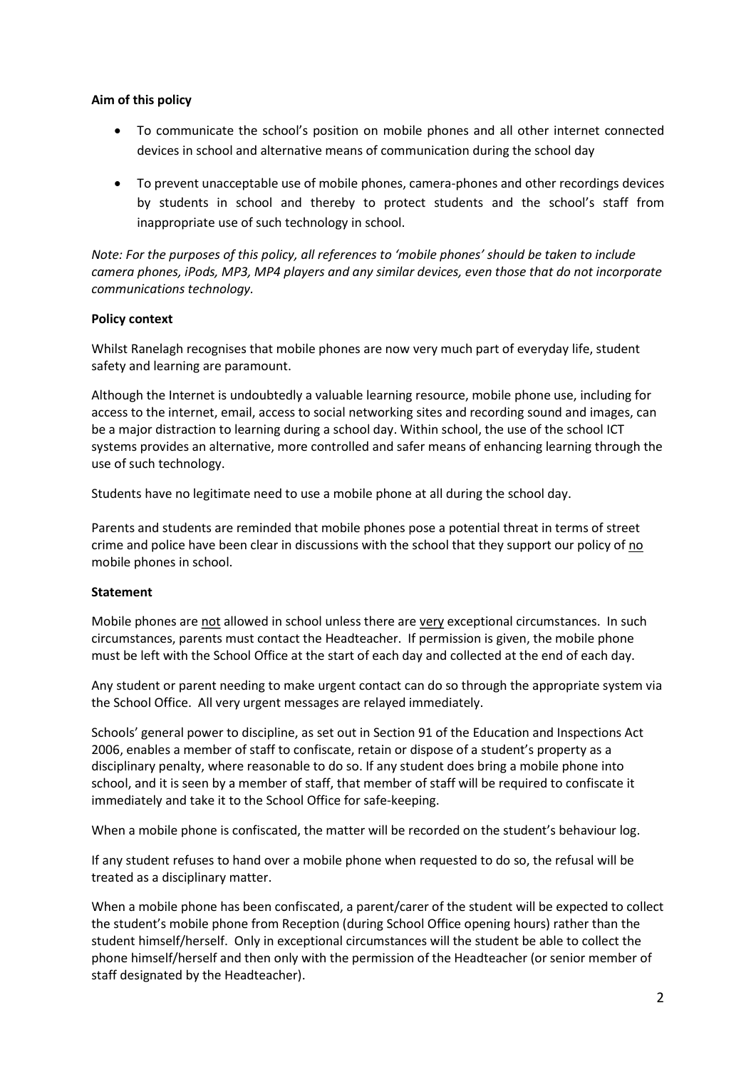**Aim of this policy**

- To communicate the school's position on mobile phones and all other internet connected devices in school and alternative means of communication during the school day
- To prevent unacceptable use of mobile phones, camera-phones and other recordings devices by students in school and thereby to protect students and the school's staff from inappropriate use of such technology in school.

*Note: For the purposes of this policy, all references to 'mobile phones' should be taken to include camera phones, iPods, MP3, MP4 players and any similar devices, even those that do not incorporate communications technology.*

**Policy context**

Whilst Ranelagh recognises that mobile phones are now very much part of everyday life, student safety and learning are paramount.

Although the Internet is undoubtedly a valuable learning resource, mobile phone use, including for access to the internet, email, access to social networking sites and recording sound and images, can be a major distraction to learning during a school day. Within school, the use of the school ICT systems provides an alternative, more controlled and safer means of enhancing learning through the use of such technology.

Students have no legitimate need to use a mobile phone at all during the school day.

Parents and students are reminded that mobile phones pose a potential threat in terms of street crime and police have been clear in discussions with the school that they support our policy of <u>no</u> mobile phones in school.

**Statement**

Mobile phones are <u>not</u> allowed in school unless there are <u>very</u> exceptional circumstances. In such circumstances, parents must contact the Headteacher. If permission is given, the mobile phone must be left with the School Office at the start of each day and collected at the end of each day.

Any student or parent needing to make urgent contact can do so through the appropriate system via the School Office. All very urgent messages are relayed immediately.

Schools' general power to discipline, as set out in Section 91 of the Education and Inspections Act 2006, enables a member of staff to confiscate, retain or dispose of a student's property as a disciplinary penalty, where reasonable to do so. If any student does bring a mobile phone into school, and it is seen by a member of staff, that member of staff will be required to confiscate it immediately and take it to the School Office for safe-keeping.

When a mobile phone is confiscated, the matter will be recorded on the student's behaviour log.

If any student refuses to hand over a mobile phone when requested to do so, the refusal will be treated as a disciplinary matter.

When a mobile phone has been confiscated, a parent/carer of the student will be expected to collect the student's mobile phone from Reception (during School Office opening hours) rather than the student himself/herself. Only in exceptional circumstances will the student be able to collect the phone himself/herself and then only with the permission of the Headteacher (or senior member of staff designated by the Headteacher).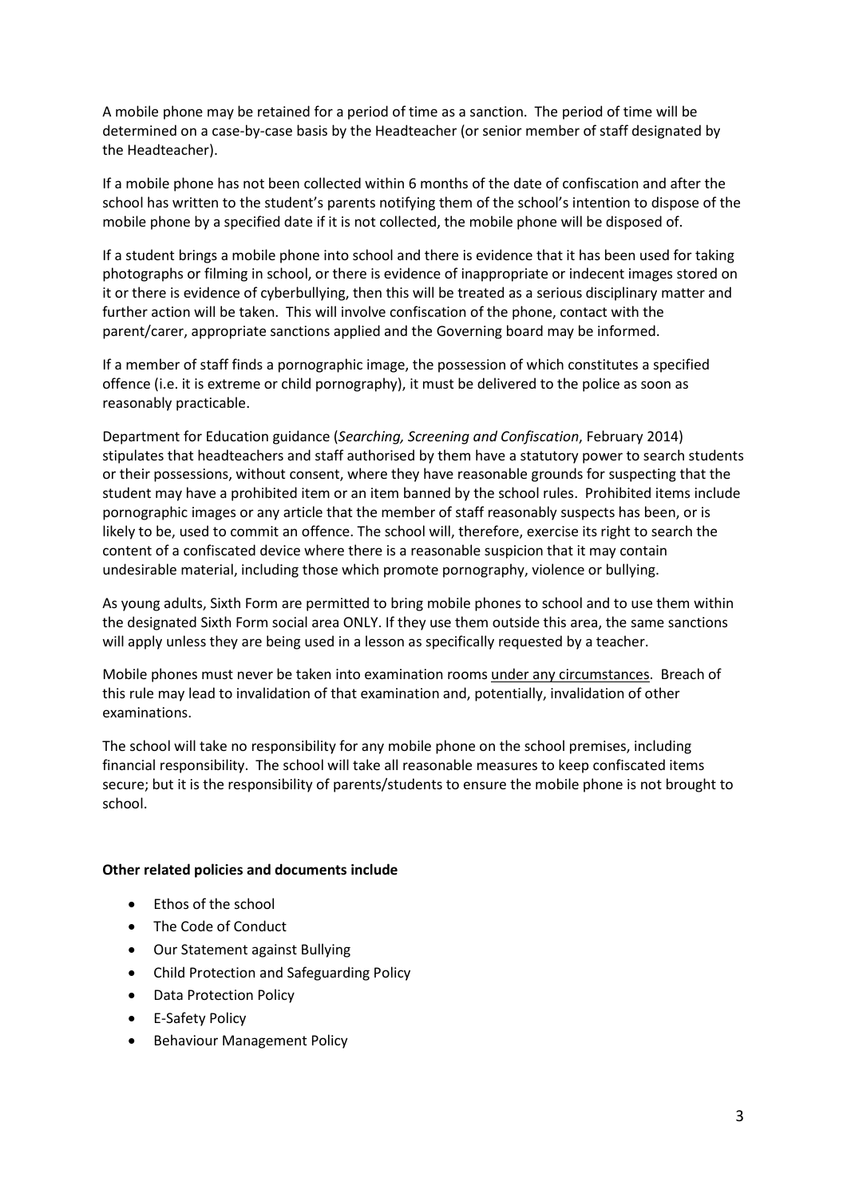A mobile phone may be retained for a period of time as a sanction. The period of time will be determined on a case-by-case basis by the Headteacher (or senior member of staff designated by the Headteacher).

If a mobile phone has not been collected within 6 months of the date of confiscation and after the school has written to the student's parents notifying them of the school's intention to dispose of the mobile phone by a specified date if it is not collected, the mobile phone will be disposed of.

If a student brings a mobile phone into school and there is evidence that it has been used for taking photographs or filming in school, or there is evidence of inappropriate or indecent images stored on it or there is evidence of cyberbullying, then this will be treated as a serious disciplinary matter and further action will be taken. This will involve confiscation of the phone, contact with the parent/carer, appropriate sanctions applied and the Governing board may be informed.

If a member of staff finds a pornographic image, the possession of which constitutes a specified offence (i.e. it is extreme or child pornography), it must be delivered to the police as soon as reasonably practicable.

Department for Education guidance (*Searching, Screening and Confiscation*, February 2014) stipulates that headteachers and staff authorised by them have a statutory power to search students or their possessions, without consent, where they have reasonable grounds for suspecting that the student may have a prohibited item or an item banned by the school rules. Prohibited items include pornographic images or any article that the member of staff reasonably suspects has been, or is likely to be, used to commit an offence. The school will, therefore, exercise its right to search the content of a confiscated device where there is a reasonable suspicion that it may contain undesirable material, including those which promote pornography, violence or bullying.

As young adults, Sixth Form are permitted to bring mobile phones to school and to use them within the designated Sixth Form social area ONLY. If they use them outside this area, the same sanctions will apply unless they are being used in a lesson as specifically requested by a teacher.

Mobile phones must never be taken into examination rooms under any circumstances. Breach of this rule may lead to invalidation of that examination and, potentially, invalidation of other examinations.

The school will take no responsibility for any mobile phone on the school premises, including financial responsibility. The school will take all reasonable measures to keep confiscated items secure; but it is the responsibility of parents/students to ensure the mobile phone is not brought to school.

**Other related policies and documents include**

- Ethos of the school
- The Code of Conduct
- Our Statement against Bullying
- Child Protection and Safeguarding Policy
- Data Protection Policy
- E-Safety Policy
- Behaviour Management Policy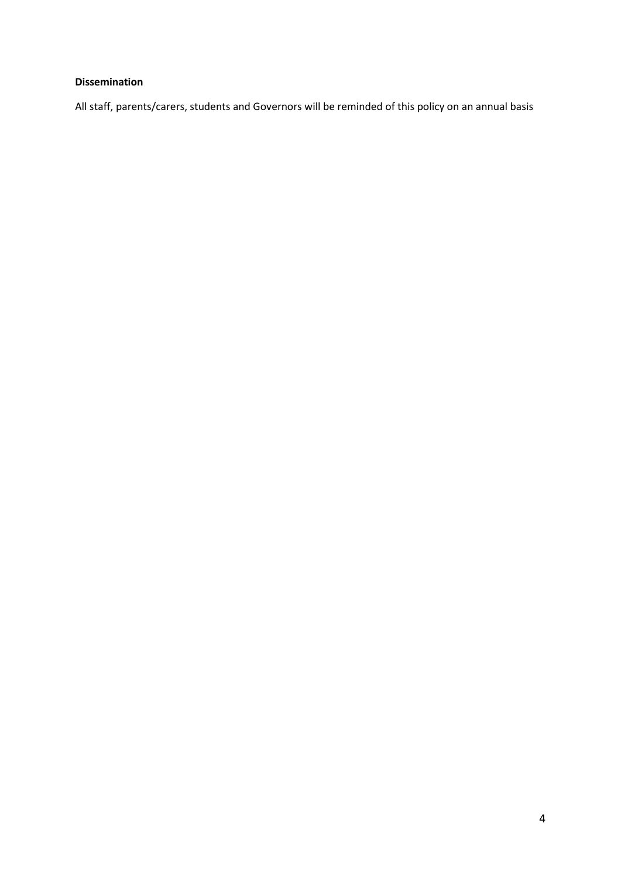**Dissemination**

All staff, parents/carers, students and Governors will be reminded of this policy on an annual basis